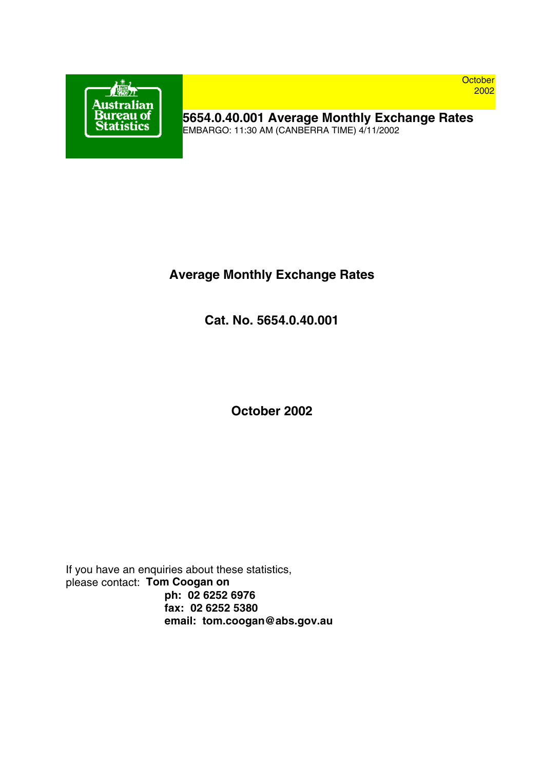October 2002

# 5654.0.40.001 Average Monthly Exchange Rates

EMBARGO: 11:30 AM (CANBERRA TIME) 4/11/2002

## Average Monthly Exchange Rates

## Cat. No. 5654.0.40.001

## October 2002

If you have an enquiries about these statistics,
please contact: **Tom Coogan on**

**ph: 02 6252 6976**
**fax: 02 6252 5380**
**email: tom.coogan@abs.gov.au**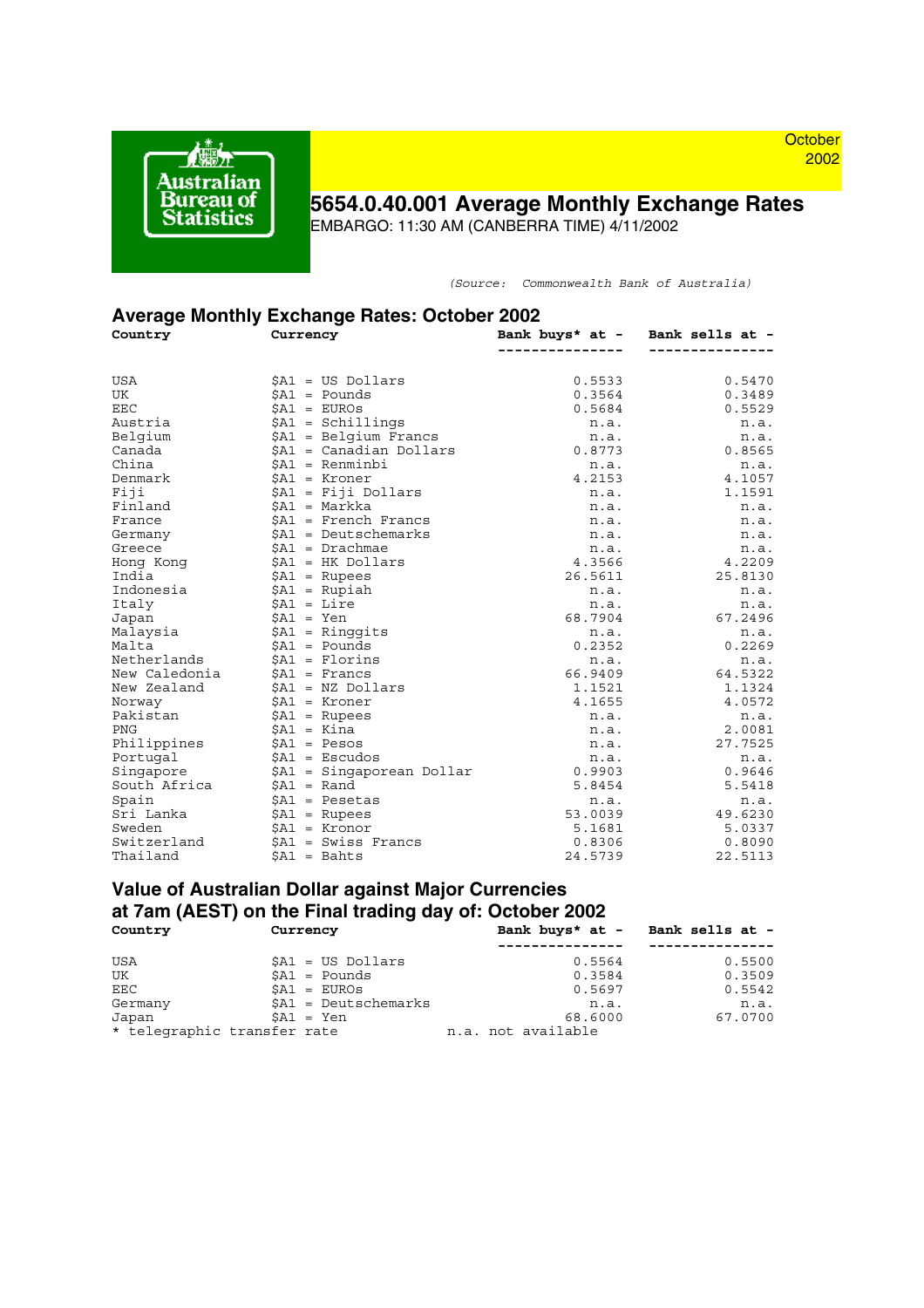Australian Bureau of Statistics

October 2002

# 5654.0.40.001 Average Monthly Exchange Rates

EMBARGO: 11:30 AM (CANBERRA TIME) 4/11/2002

*(Source: Commonwealth Bank of Australia)*

## Average Monthly Exchange Rates: October 2002

| Country | Currency | Bank buys* at - | Bank sells at - |
|---|---|---|---|
| USA | $A1 = US Dollars | 0.5533 | 0.5470 |
| UK | $A1 = Pounds | 0.3564 | 0.3489 |
| EEC | $A1 = EUROs | 0.5684 | 0.5529 |
| Austria | $A1 = Schillings | n.a. | n.a. |
| Belgium | $A1 = Belgium Francs | n.a. | n.a. |
| Canada | $A1 = Canadian Dollars | 0.8773 | 0.8565 |
| China | $A1 = Renminbi | n.a. | n.a. |
| Denmark | $A1 = Kroner | 4.2153 | 4.1057 |
| Fiji | $A1 = Fiji Dollars | n.a. | 1.1591 |
| Finland | $A1 = Markka | n.a. | n.a. |
| France | $A1 = French Francs | n.a. | n.a. |
| Germany | $A1 = Deutschemarks | n.a. | n.a. |
| Greece | $A1 = Drachmae | n.a. | n.a. |
| Hong Kong | $A1 = HK Dollars | 4.3566 | 4.2209 |
| India | $A1 = Rupees | 26.5611 | 25.8130 |
| Indonesia | $A1 = Rupiah | n.a. | n.a. |
| Italy | $A1 = Lire | n.a. | n.a. |
| Japan | $A1 = Yen | 68.7904 | 67.2496 |
| Malaysia | $A1 = Ringgits | n.a. | n.a. |
| Malta | $A1 = Pounds | 0.2352 | 0.2269 |
| Netherlands | $A1 = Florins | n.a. | n.a. |
| New Caledonia | $A1 = Francs | 66.9409 | 64.5322 |
| New Zealand | $A1 = NZ Dollars | 1.1521 | 1.1324 |
| Norway | $A1 = Kroner | 4.1655 | 4.0572 |
| Pakistan | $A1 = Rupees | n.a. | n.a. |
| PNG | $A1 = Kina | n.a. | 2.0081 |
| Philippines | $A1 = Pesos | n.a. | 27.7525 |
| Portugal | $A1 = Escudos | n.a. | n.a. |
| Singapore | $A1 = Singaporean Dollar | 0.9903 | 0.9646 |
| South Africa | $A1 = Rand | 5.8454 | 5.5418 |
| Spain | $A1 = Pesetas | n.a. | n.a. |
| Sri Lanka | $A1 = Rupees | 53.0039 | 49.6230 |
| Sweden | $A1 = Kronor | 5.1681 | 5.0337 |
| Switzerland | $A1 = Swiss Francs | 0.8306 | 0.8090 |
| Thailand | $A1 = Bahts | 24.5739 | 22.5113 |

## Value of Australian Dollar against Major Currencies at 7am (AEST) on the Final trading day of: October 2002

| Country | Currency | Bank buys* at - | Bank sells at - |
|---|---|---|---|
| USA | $A1 = US Dollars | 0.5564 | 0.5500 |
| UK | $A1 = Pounds | 0.3584 | 0.3509 |
| EEC | $A1 = EUROs | 0.5697 | 0.5542 |
| Germany | $A1 = Deutschemarks | n.a. | n.a. |
| Japan | $A1 = Yen | 68.6000 | 67.0700 |

* telegraphic transfer rate    n.a. not available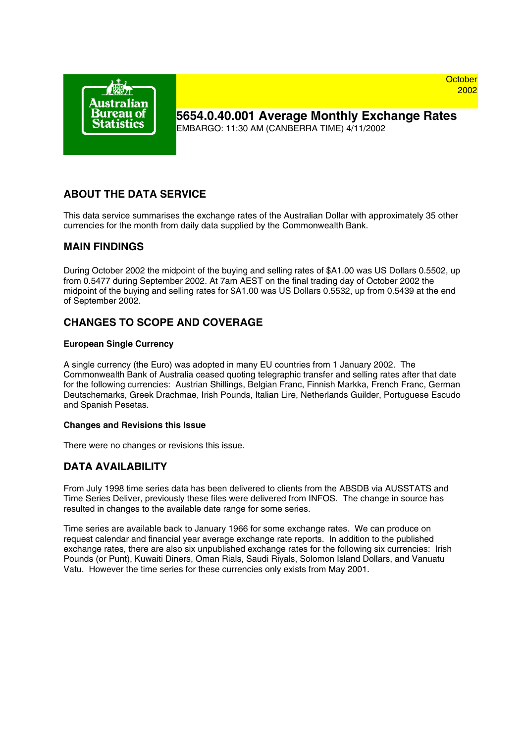October 2002

Australian Bureau of Statistics

# 5654.0.40.001 Average Monthly Exchange Rates

EMBARGO: 11:30 AM (CANBERRA TIME) 4/11/2002

## ABOUT THE DATA SERVICE

This data service summarises the exchange rates of the Australian Dollar with approximately 35 other currencies for the month from daily data supplied by the Commonwealth Bank.

## MAIN FINDINGS

During October 2002 the midpoint of the buying and selling rates of $A1.00 was US Dollars 0.5502, up from 0.5477 during September 2002. At 7am AEST on the final trading day of October 2002 the midpoint of the buying and selling rates for $A1.00 was US Dollars 0.5532, up from 0.5439 at the end of September 2002.

## CHANGES TO SCOPE AND COVERAGE

### European Single Currency

A single currency (the Euro) was adopted in many EU countries from 1 January 2002. The Commonwealth Bank of Australia ceased quoting telegraphic transfer and selling rates after that date for the following currencies: Austrian Shillings, Belgian Franc, Finnish Markka, French Franc, German Deutschemarks, Greek Drachmae, Irish Pounds, Italian Lire, Netherlands Guilder, Portuguese Escudo and Spanish Pesetas.

### Changes and Revisions this Issue

There were no changes or revisions this issue.

## DATA AVAILABILITY

From July 1998 time series data has been delivered to clients from the ABSDB via AUSSTATS and Time Series Deliver, previously these files were delivered from INFOS. The change in source has resulted in changes to the available date range for some series.

Time series are available back to January 1966 for some exchange rates. We can produce on request calendar and financial year average exchange rate reports. In addition to the published exchange rates, there are also six unpublished exchange rates for the following six currencies: Irish Pounds (or Punt), Kuwaiti Diners, Oman Rials, Saudi Riyals, Solomon Island Dollars, and Vanuatu Vatu. However the time series for these currencies only exists from May 2001.